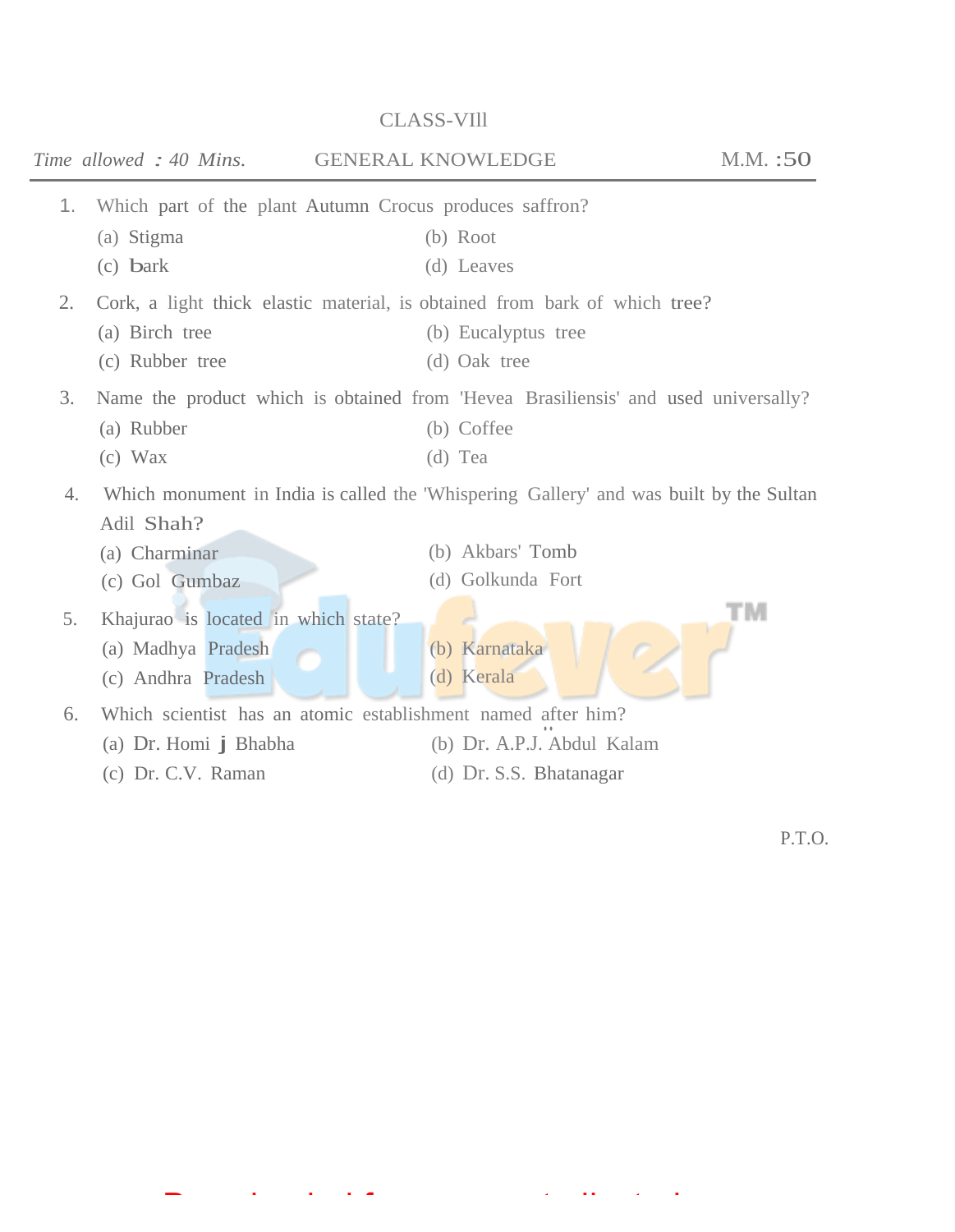CLASS-VIll

*Time allowed : 40 Mins.* GENERAL KNOWLEDGE M.M. :50

1. Which part of the plant Autumn Crocus produces saffron?
   (a) Stigma (b) Root
   (c) bark (d) Leaves

2. Cork, a light thick elastic material, is obtained from bark of which tree?
   (a) Birch tree (b) Eucalyptus tree
   (c) Rubber tree (d) Oak tree

3. Name the product which is obtained from 'Hevea Brasiliensis' and used universally?
   (a) Rubber (b) Coffee
   (c) Wax (d) Tea

4. Which monument in India is called the 'Whispering Gallery' and was built by the Sultan Adil Shah?
   (a) Charminar (b) Akbars' Tomb
   (c) Gol Gumbaz (d) Golkunda Fort

5. Khajurao is located in which state?
   (a) Madhya Pradesh (b) Karnataka
   (c) Andhra Pradesh (d) Kerala

6. Which scientist has an atomic establishment named after him?
   (a) Dr. Homi j Bhabha (b) Dr. A.P.J. Abdul Kalam
   (c) Dr. C.V. Raman (d) Dr. S.S. Bhatanagar

P.T.O.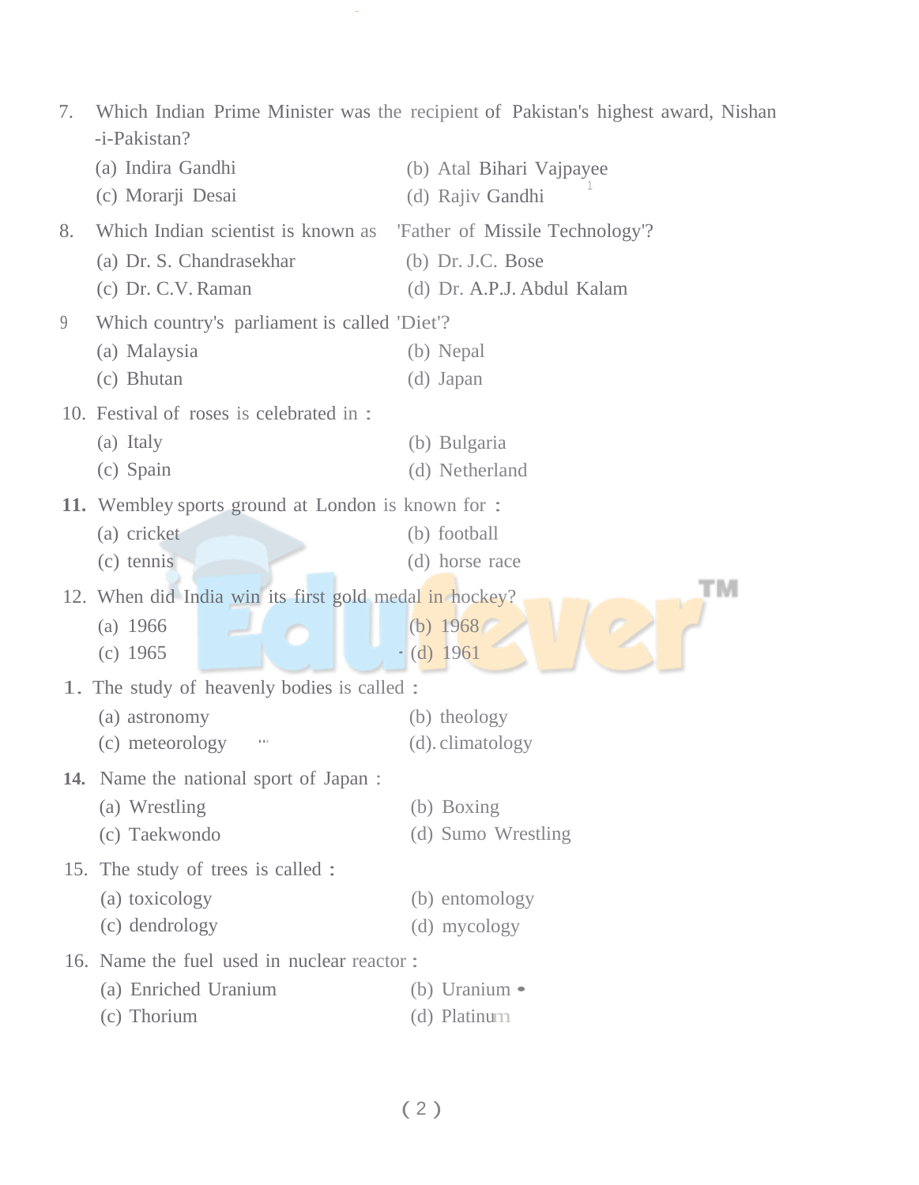7. Which Indian Prime Minister was the recipient of Pakistan's highest award, Nishan -i-Pakistan?
   (a) Indira Gandhi
   (b) Atal Bihari Vajpayee
   (c) Morarji Desai
   (d) Rajiv Gandhi

8. Which Indian scientist is known as 'Father of Missile Technology'?
   (a) Dr. S. Chandrasekhar
   (b) Dr. J.C. Bose
   (c) Dr. C.V. Raman
   (d) Dr. A.P.J. Abdul Kalam

9 Which country's parliament is called 'Diet'?
   (a) Malaysia
   (b) Nepal
   (c) Bhutan
   (d) Japan

10. Festival of roses is celebrated in :
   (a) Italy
   (b) Bulgaria
   (c) Spain
   (d) Netherland

**11.** Wembley sports ground at London is known for :
   (a) cricket
   (b) football
   (c) tennis
   (d) horse race

12. When did India win its first gold medal in hockey?
   (a) 1966
   (b) 1968
   (c) 1965
   (d) 1961

1. The study of heavenly bodies is called :
   (a) astronomy
   (b) theology
   (c) meteorology
   (d). climatology

**14.** Name the national sport of Japan :
   (a) Wrestling
   (b) Boxing
   (c) Taekwondo
   (d) Sumo Wrestling

15. The study of trees is called :
   (a) toxicology
   (b) entomology
   (c) dendrology
   (d) mycology

16. Name the fuel used in nuclear reactor :
   (a) Enriched Uranium
   (b) Uranium
   (c) Thorium
   (d) Platinum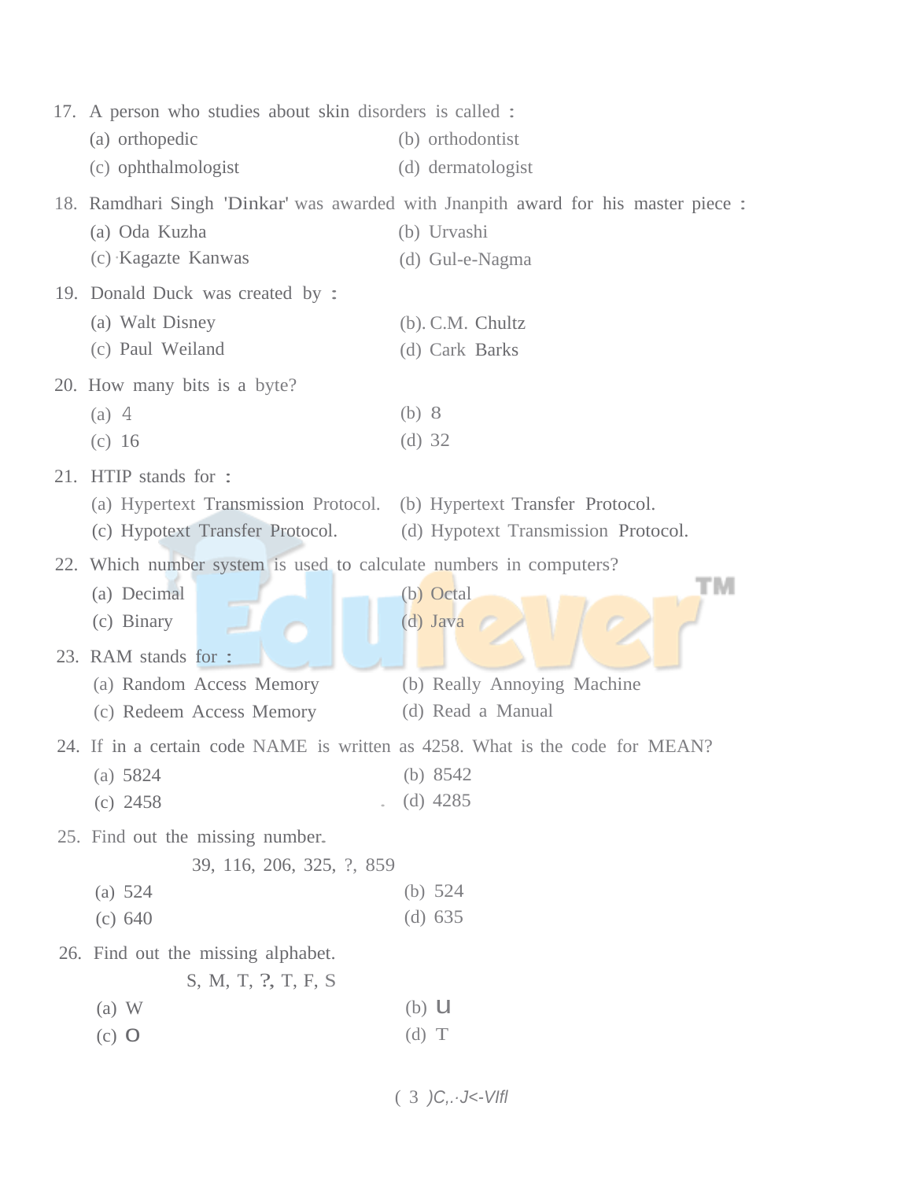17. A person who studies about skin disorders is called :
    (a) orthopedic
    (b) orthodontist
    (c) ophthalmologist
    (d) dermatologist

18. Ramdhari Singh 'Dinkar' was awarded with Jnanpith award for his master piece :
    (a) Oda Kuzha
    (b) Urvashi
    (c) Kagazte Kanwas
    (d) Gul-e-Nagma

19. Donald Duck was created by :
    (a) Walt Disney
    (b). C.M. Chultz
    (c) Paul Weiland
    (d) Cark Barks

20. How many bits is a byte?
    (a) 4
    (b) 8
    (c) 16
    (d) 32

21. HTIP stands for :
    (a) Hypertext Transmission Protocol.
    (b) Hypertext Transfer Protocol.
    (c) Hypotext Transfer Protocol.
    (d) Hypotext Transmission Protocol.

22. Which number system is used to calculate numbers in computers?
    (a) Decimal
    (b) Octal
    (c) Binary
    (d) Java

23. RAM stands for :
    (a) Random Access Memory
    (b) Really Annoying Machine
    (c) Redeem Access Memory
    (d) Read a Manual

24. If in a certain code NAME is written as 4258. What is the code for MEAN?
    (a) 5824
    (b) 8542
    (c) 2458
    (d) 4285

25. Find out the missing number.

    39, 116, 206, 325, ?, 859

    (a) 524
    (b) 524
    (c) 640
    (d) 635

26. Find out the missing alphabet.

    S, M, T, ?, T, F, S

    (a) W
    (b) U
    (c) O
    (d) T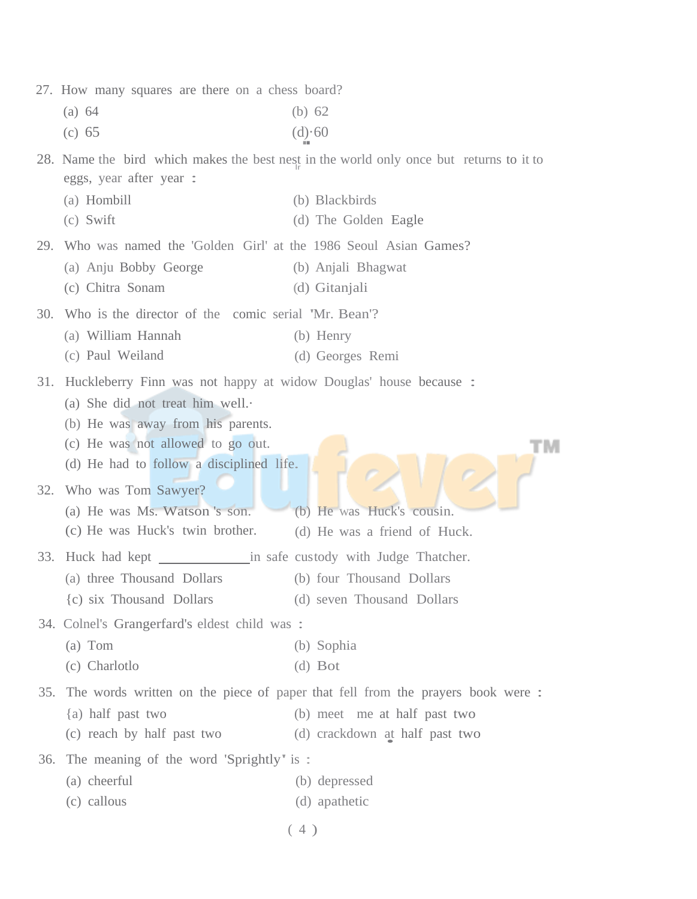27. How many squares are there on a chess board?

    (a) 64 (b) 62

    (c) 65 (d) 60

28. Name the bird which makes the best nest in the world only once but returns to it to eggs, year after year :

    (a) Hombill (b) Blackbirds

    (c) Swift (d) The Golden Eagle

29. Who was named the 'Golden Girl' at the 1986 Seoul Asian Games?

    (a) Anju Bobby George (b) Anjali Bhagwat

    (c) Chitra Sonam (d) Gitanjali

30. Who is the director of the comic serial 'Mr. Bean'?

    (a) William Hannah (b) Henry

    (c) Paul Weiland (d) Georges Remi

31. Huckleberry Finn was not happy at widow Douglas' house because :

    (a) She did not treat him well.

    (b) He was away from his parents.

    (c) He was not allowed to go out.

    (d) He had to follow a disciplined life.

32. Who was Tom Sawyer?

    (a) He was Ms. Watson 's son. (b) He was Huck's cousin.

    (c) He was Huck's twin brother. (d) He was a friend of Huck.

33. Huck had kept ____________ in safe custody with Judge Thatcher.

    (a) three Thousand Dollars (b) four Thousand Dollars

    (c) six Thousand Dollars (d) seven Thousand Dollars

34. Colnel's Grangerfard's eldest child was :

    (a) Tom (b) Sophia

    (c) Charlotlo (d) Bot

35. The words written on the piece of paper that fell from the prayers book were :

    (a) half past two (b) meet me at half past two

    (c) reach by half past two (d) crackdown at half past two

36. The meaning of the word 'Sprightly' is :

    (a) cheerful (b) depressed

    (c) callous (d) apathetic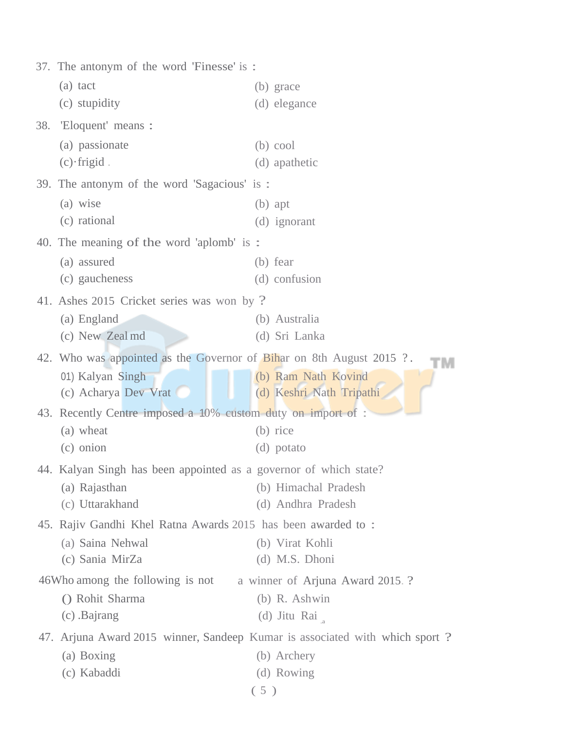37. The antonym of the word 'Finesse' is :

(a) tact
(b) grace
(c) stupidity
(d) elegance

38. 'Eloquent' means :

(a) passionate
(b) cool
(c)·frigid
(d) apathetic

39. The antonym of the word 'Sagacious' is :

(a) wise
(b) apt
(c) rational
(d) ignorant

40. The meaning of the word 'aplomb' is :

(a) assured
(b) fear
(c) gaucheness
(d) confusion

41. Ashes 2015 Cricket series was won by ?

(a) England
(b) Australia
(c) New Zeal md
(d) Sri Lanka

42. Who was appointed as the Governor of Bihar on 8th August 2015 ?.

01) Kalyan Singh
(b) Ram Nath Kovind
(c) Acharya Dev Vrat
(d) Keshri Nath Tripathi

43. Recently Centre imposed a 10% custom duty on import of :

(a) wheat
(b) rice
(c) onion
(d) potato

44. Kalyan Singh has been appointed as a governor of which state?

(a) Rajasthan
(b) Himachal Pradesh
(c) Uttarakhand
(d) Andhra Pradesh

45. Rajiv Gandhi Khel Ratna Awards 2015 has been awarded to :

(a) Saina Nehwal
(b) Virat Kohli
(c) Sania MirZa
(d) M.S. Dhoni

46Who among the following is not a winner of Arjuna Award 2015. ?

() Rohit Sharma
(b) R. Ashwin
(c) .Bajrang
(d) Jitu Rai

47. Arjuna Award 2015 winner, Sandeep Kumar is associated with which sport ?

(a) Boxing
(b) Archery
(c) Kabaddi
(d) Rowing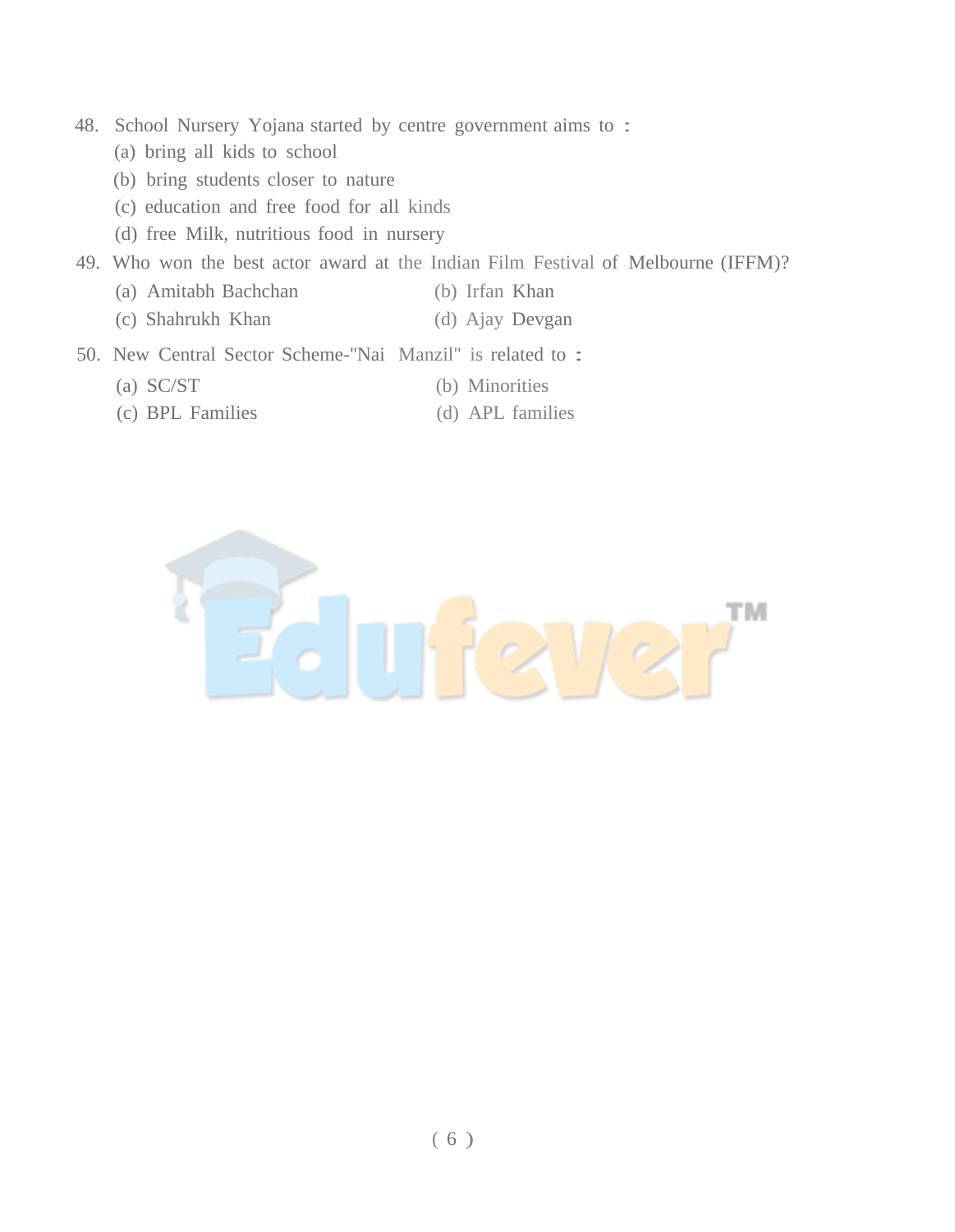48. School Nursery Yojana started by centre government aims to :

(a) bring all kids to school

(b) bring students closer to nature

(c) education and free food for all kinds

(d) free Milk, nutritious food in nursery

49. Who won the best actor award at the Indian Film Festival of Melbourne (IFFM)?

(a) Amitabh Bachchan

(b) Irfan Khan

(c) Shahrukh Khan

(d) Ajay Devgan

50. New Central Sector Scheme-"Nai Manzil" is related to :

(a) SC/ST

(b) Minorities

(c) BPL Families

(d) APL families